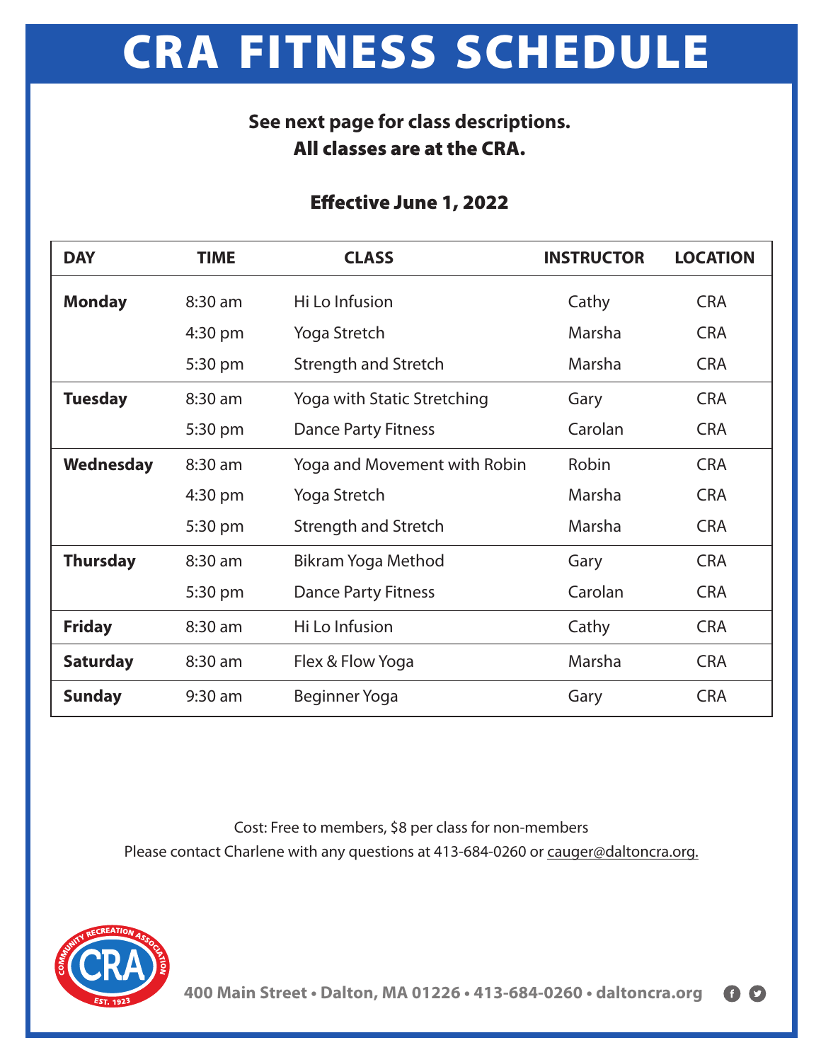# CRA FITNESS SCHEDULE

**See next page for class descriptions.**
**All classes are at the CRA.**

**Effective June 1, 2022**

| DAY | TIME | CLASS | INSTRUCTOR | LOCATION |
|---|---|---|---|---|
| **Monday** | 8:30 am | Hi Lo Infusion | Cathy | CRA |
| | 4:30 pm | Yoga Stretch | Marsha | CRA |
| | 5:30 pm | Strength and Stretch | Marsha | CRA |
| **Tuesday** | 8:30 am | Yoga with Static Stretching | Gary | CRA |
| | 5:30 pm | Dance Party Fitness | Carolan | CRA |
| **Wednesday** | 8:30 am | Yoga and Movement with Robin | Robin | CRA |
| | 4:30 pm | Yoga Stretch | Marsha | CRA |
| | 5:30 pm | Strength and Stretch | Marsha | CRA |
| **Thursday** | 8:30 am | Bikram Yoga Method | Gary | CRA |
| | 5:30 pm | Dance Party Fitness | Carolan | CRA |
| **Friday** | 8:30 am | Hi Lo Infusion | Cathy | CRA |
| **Saturday** | 8:30 am | Flex & Flow Yoga | Marsha | CRA |
| **Sunday** | 9:30 am | Beginner Yoga | Gary | CRA |

Cost: Free to members, $8 per class for non-members

Please contact Charlene with any questions at 413-684-0260 or cauger@daltoncra.org.

COMMUNITY RECREATION ASSOCIATION CRA EST. 1923

**400 Main Street • Dalton, MA 01226 • 413-684-0260 • daltoncra.org**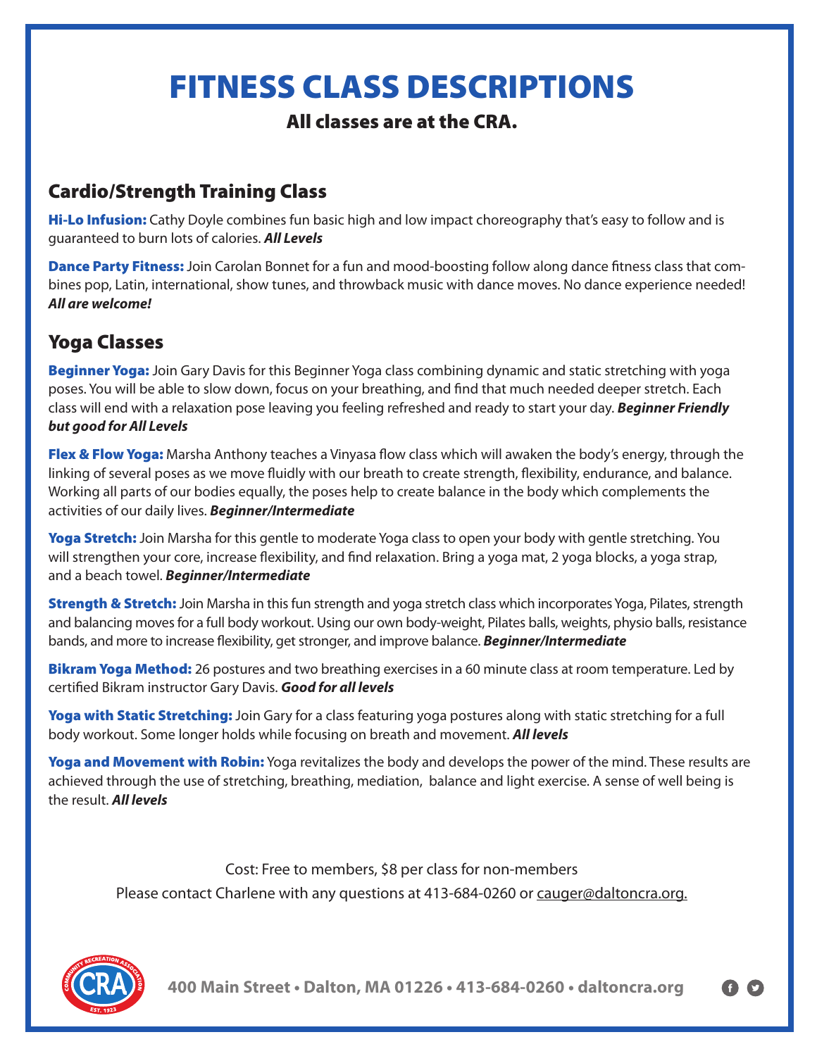# FITNESS CLASS DESCRIPTIONS

### All classes are at the CRA.

## Cardio/Strength Training Class

**Hi-Lo Infusion:** Cathy Doyle combines fun basic high and low impact choreography that's easy to follow and is guaranteed to burn lots of calories. ***All Levels***

**Dance Party Fitness:** Join Carolan Bonnet for a fun and mood-boosting follow along dance fitness class that combines pop, Latin, international, show tunes, and throwback music with dance moves. No dance experience needed! ***All are welcome!***

## Yoga Classes

**Beginner Yoga:** Join Gary Davis for this Beginner Yoga class combining dynamic and static stretching with yoga poses. You will be able to slow down, focus on your breathing, and find that much needed deeper stretch. Each class will end with a relaxation pose leaving you feeling refreshed and ready to start your day. ***Beginner Friendly but good for All Levels***

**Flex & Flow Yoga:** Marsha Anthony teaches a Vinyasa flow class which will awaken the body's energy, through the linking of several poses as we move fluidly with our breath to create strength, flexibility, endurance, and balance. Working all parts of our bodies equally, the poses help to create balance in the body which complements the activities of our daily lives. ***Beginner/Intermediate***

**Yoga Stretch:** Join Marsha for this gentle to moderate Yoga class to open your body with gentle stretching. You will strengthen your core, increase flexibility, and find relaxation. Bring a yoga mat, 2 yoga blocks, a yoga strap, and a beach towel. ***Beginner/Intermediate***

**Strength & Stretch:** Join Marsha in this fun strength and yoga stretch class which incorporates Yoga, Pilates, strength and balancing moves for a full body workout. Using our own body-weight, Pilates balls, weights, physio balls, resistance bands, and more to increase flexibility, get stronger, and improve balance. ***Beginner/Intermediate***

**Bikram Yoga Method:** 26 postures and two breathing exercises in a 60 minute class at room temperature. Led by certified Bikram instructor Gary Davis. ***Good for all levels***

**Yoga with Static Stretching:** Join Gary for a class featuring yoga postures along with static stretching for a full body workout. Some longer holds while focusing on breath and movement. ***All levels***

**Yoga and Movement with Robin:** Yoga revitalizes the body and develops the power of the mind. These results are achieved through the use of stretching, breathing, mediation, balance and light exercise. A sense of well being is the result. ***All levels***

Cost: Free to members, $8 per class for non-members

Please contact Charlene with any questions at 413-684-0260 or cauger@daltoncra.org.

COMMUNITY RECREATION ASSOCIATION CRA EST. 1923

**400 Main Street • Dalton, MA 01226 • 413-684-0260 • daltoncra.org**